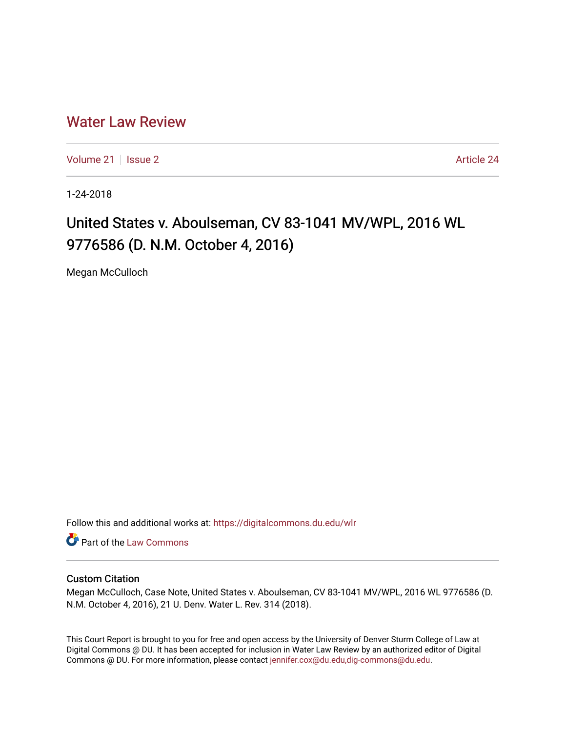# Water Law Review

Volume 21 | Issue 2 | Article 24

1-24-2018

## United States v. Aboulseman, CV 83-1041 MV/WPL, 2016 WL 9776586 (D. N.M. October 4, 2016)

Megan McCulloch

Follow this and additional works at: https://digitalcommons.du.edu/wlr

Part of the Law Commons

### Custom Citation

Megan McCulloch, Case Note, United States v. Aboulseman, CV 83-1041 MV/WPL, 2016 WL 9776586 (D. N.M. October 4, 2016), 21 U. Denv. Water L. Rev. 314 (2018).

This Court Report is brought to you for free and open access by the University of Denver Sturm College of Law at Digital Commons @ DU. It has been accepted for inclusion in Water Law Review by an authorized editor of Digital Commons @ DU. For more information, please contact jennifer.cox@du.edu,dig-commons@du.edu.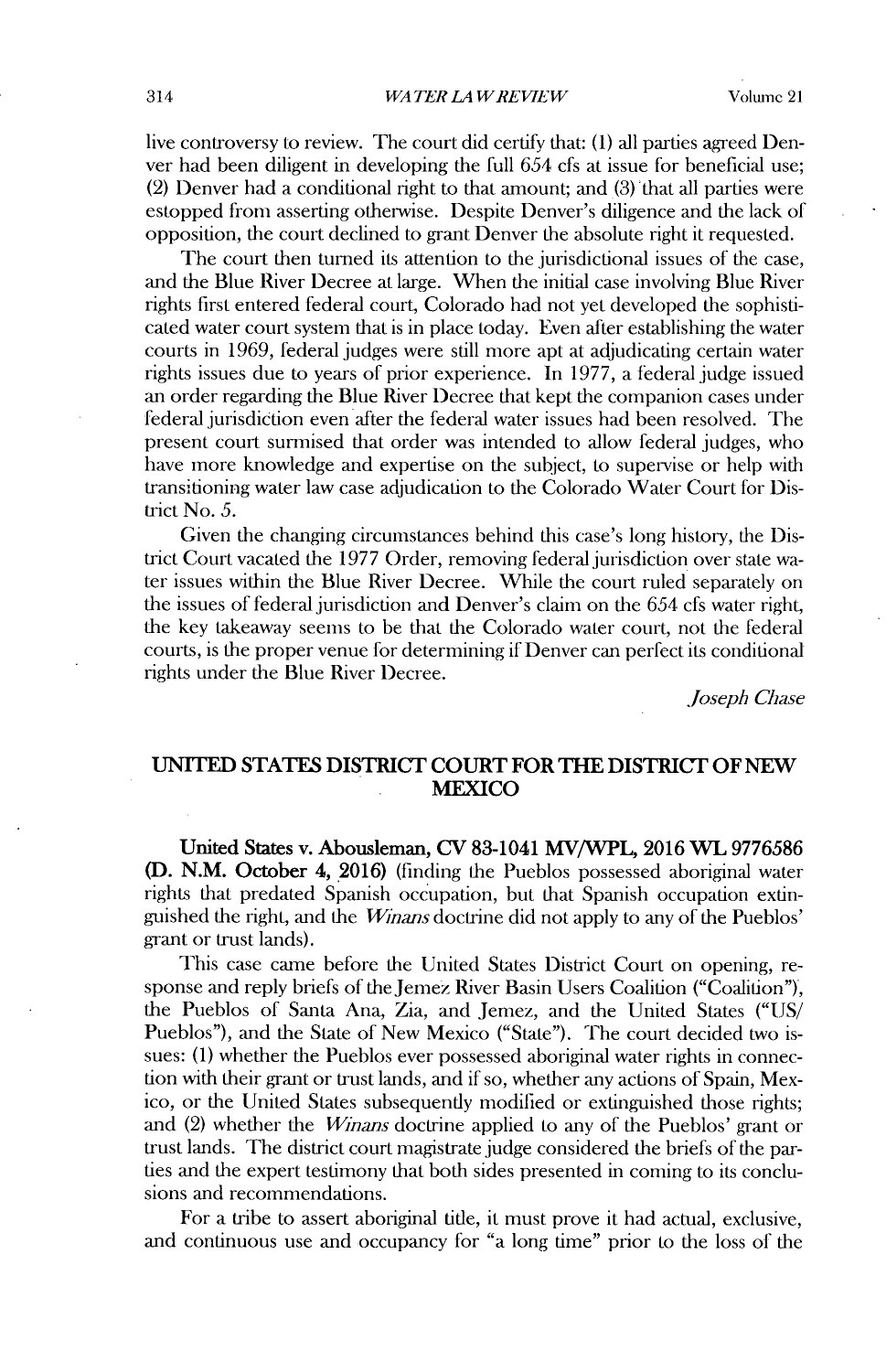live controversy to review. The court did certify that: (1) all parties agreed Denver had been diligent in developing the full 654 cfs at issue for beneficial use; (2) Denver had a conditional right to that amount; and (3) that all parties were estopped from asserting otherwise. Despite Denver's diligence and the lack of opposition, the court declined to grant Denver the absolute right it requested.

The court then turned its attention to the jurisdictional issues of the case, and the Blue River Decree at large. When the initial case involving Blue River rights first entered federal court, Colorado had not yet developed the sophisticated water court system that is in place today. Even after establishing the water courts in 1969, federal judges were still more apt at adjudicating certain water rights issues due to years of prior experience. In 1977, a federal judge issued an order regarding the Blue River Decree that kept the companion cases under federal jurisdiction even after the federal water issues had been resolved. The present court surmised that order was intended to allow federal judges, who have more knowledge and expertise on the subject, to supervise or help with transitioning water law case adjudication to the Colorado Water Court for District No. 5.

Given the changing circumstances behind this case's long history, the District Court vacated the 1977 Order, removing federal jurisdiction over state water issues within the Blue River Decree. While the court ruled separately on the issues of federal jurisdiction and Denver's claim on the 654 cfs water right, the key takeaway seems to be that the Colorado water court, not the federal courts, is the proper venue for determining if Denver can perfect its conditional rights under the Blue River Decree.

*Joseph Chase*

## UNITED STATES DISTRICT COURT FOR THE DISTRICT OF NEW MEXICO

**United States v. Abousleman, CV 83-1041 MV/WPL, 2016 WL 9776586 (D. N.M. October 4, 2016)** (finding the Pueblos possessed aboriginal water rights that predated Spanish occupation, but that Spanish occupation extinguished the right, and the *Winans* doctrine did not apply to any of the Pueblos' grant or trust lands).

This case came before the United States District Court on opening, response and reply briefs of the Jemez River Basin Users Coalition ("Coalition"), the Pueblos of Santa Ana, Zia, and Jemez, and the United States ("US/Pueblos"), and the State of New Mexico ("State"). The court decided two issues: (1) whether the Pueblos ever possessed aboriginal water rights in connection with their grant or trust lands, and if so, whether any actions of Spain, Mexico, or the United States subsequently modified or extinguished those rights; and (2) whether the *Winans* doctrine applied to any of the Pueblos' grant or trust lands. The district court magistrate judge considered the briefs of the parties and the expert testimony that both sides presented in coming to its conclusions and recommendations.

For a tribe to assert aboriginal title, it must prove it had actual, exclusive, and continuous use and occupancy for "a long time" prior to the loss of the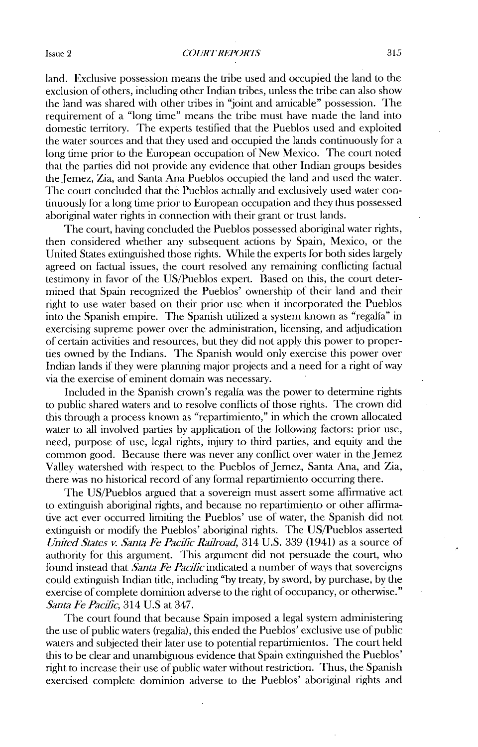land. Exclusive possession means the tribe used and occupied the land to the exclusion of others, including other Indian tribes, unless the tribe can also show the land was shared with other tribes in "joint and amicable" possession. The requirement of a "long time" means the tribe must have made the land into domestic territory. The experts testified that the Pueblos used and exploited the water sources and that they used and occupied the lands continuously for a long time prior to the European occupation of New Mexico. The court noted that the parties did not provide any evidence that other Indian groups besides the Jemez, Zia, and Santa Ana Pueblos occupied the land and used the water. The court concluded that the Pueblos actually and exclusively used water continuously for a long time prior to European occupation and they thus possessed aboriginal water rights in connection with their grant or trust lands.

The court, having concluded the Pueblos possessed aboriginal water rights, then considered whether any subsequent actions by Spain, Mexico, or the United States extinguished those rights. While the experts for both sides largely agreed on factual issues, the court resolved any remaining conflicting factual testimony in favor of the US/Pueblos expert. Based on this, the court determined that Spain recognized the Pueblos' ownership of their land and their right to use water based on their prior use when it incorporated the Pueblos into the Spanish empire. The Spanish utilized a system known as "regalía" in exercising supreme power over the administration, licensing, and adjudication of certain activities and resources, but they did not apply this power to properties owned by the Indians. The Spanish would only exercise this power over Indian lands if they were planning major projects and a need for a right of way via the exercise of eminent domain was necessary.

Included in the Spanish crown's regalía was the power to determine rights to public shared waters and to resolve conflicts of those rights. The crown did this through a process known as "repartimiento," in which the crown allocated water to all involved parties by application of the following factors: prior use, need, purpose of use, legal rights, injury to third parties, and equity and the common good. Because there was never any conflict over water in the Jemez Valley watershed with respect to the Pueblos of Jemez, Santa Ana, and Zia, there was no historical record of any formal repartimiento occurring there.

The US/Pueblos argued that a sovereign must assert some affirmative act to extinguish aboriginal rights, and because no repartimiento or other affirmative act ever occurred limiting the Pueblos' use of water, the Spanish did not extinguish or modify the Pueblos' aboriginal rights. The US/Pueblos asserted *United States v. Santa Fe Pacific Railroad*, 314 U.S. 339 (1941) as a source of authority for this argument. This argument did not persuade the court, who found instead that *Santa Fe Pacific* indicated a number of ways that sovereigns could extinguish Indian title, including "by treaty, by sword, by purchase, by the exercise of complete dominion adverse to the right of occupancy, or otherwise." *Santa Fe Pacific*, 314 U.S at 347.

The court found that because Spain imposed a legal system administering the use of public waters (regalía), this ended the Pueblos' exclusive use of public waters and subjected their later use to potential repartimientos. The court held this to be clear and unambiguous evidence that Spain extinguished the Pueblos' right to increase their use of public water without restriction. Thus, the Spanish exercised complete dominion adverse to the Pueblos' aboriginal rights and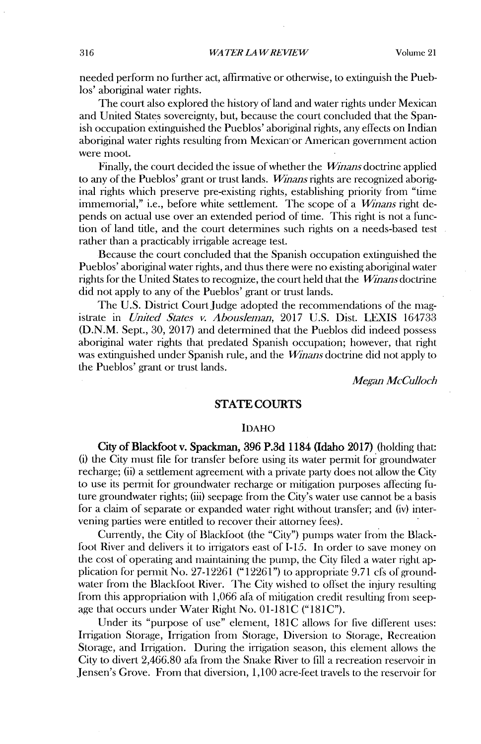needed perform no further act, affirmative or otherwise, to extinguish the Pueblos' aboriginal water rights.

The court also explored the history of land and water rights under Mexican and United States sovereignty, but, because the court concluded that the Spanish occupation extinguished the Pueblos' aboriginal rights, any effects on Indian aboriginal water rights resulting from Mexican or American government action were moot.

Finally, the court decided the issue of whether the *Winans* doctrine applied to any of the Pueblos' grant or trust lands. *Winans* rights are recognized aboriginal rights which preserve pre-existing rights, establishing priority from "time immemorial," i.e., before white settlement. The scope of a *Winans* right depends on actual use over an extended period of time. This right is not a function of land title, and the court determines such rights on a needs-based test rather than a practicably irrigable acreage test.

Because the court concluded that the Spanish occupation extinguished the Pueblos' aboriginal water rights, and thus there were no existing aboriginal water rights for the United States to recognize, the court held that the *Winans* doctrine did not apply to any of the Pueblos' grant or trust lands.

The U.S. District Court Judge adopted the recommendations of the magistrate in *United States v. Abousleman*, 2017 U.S. Dist. LEXIS 164733 (D.N.M. Sept., 30, 2017) and determined that the Pueblos did indeed possess aboriginal water rights that predated Spanish occupation; however, that right was extinguished under Spanish rule, and the *Winans* doctrine did not apply to the Pueblos' grant or trust lands.

*Megan McCulloch*

## STATE COURTS

### IDAHO

**City of Blackfoot v. Spackman, 396 P.3d 1184 (Idaho 2017)** (holding that: (i) the City must file for transfer before using its water permit for groundwater recharge; (ii) a settlement agreement with a private party does not allow the City to use its permit for groundwater recharge or mitigation purposes affecting future groundwater rights; (iii) seepage from the City's water use cannot be a basis for a claim of separate or expanded water right without transfer; and (iv) intervening parties were entitled to recover their attorney fees).

Currently, the City of Blackfoot (the "City") pumps water from the Blackfoot River and delivers it to irrigators east of I-15. In order to save money on the cost of operating and maintaining the pump, the City filed a water right application for permit No. 27-12261 ("12261") to appropriate 9.71 cfs of groundwater from the Blackfoot River. The City wished to offset the injury resulting from this appropriation with 1,066 afa of mitigation credit resulting from seepage that occurs under Water Right No. 01-181C ("181C").

Under its "purpose of use" element, 181C allows for five different uses: Irrigation Storage, Irrigation from Storage, Diversion to Storage, Recreation Storage, and Irrigation. During the irrigation season, this element allows the City to divert 2,466.80 afa from the Snake River to fill a recreation reservoir in Jensen's Grove. From that diversion, 1,100 acre-feet travels to the reservoir for